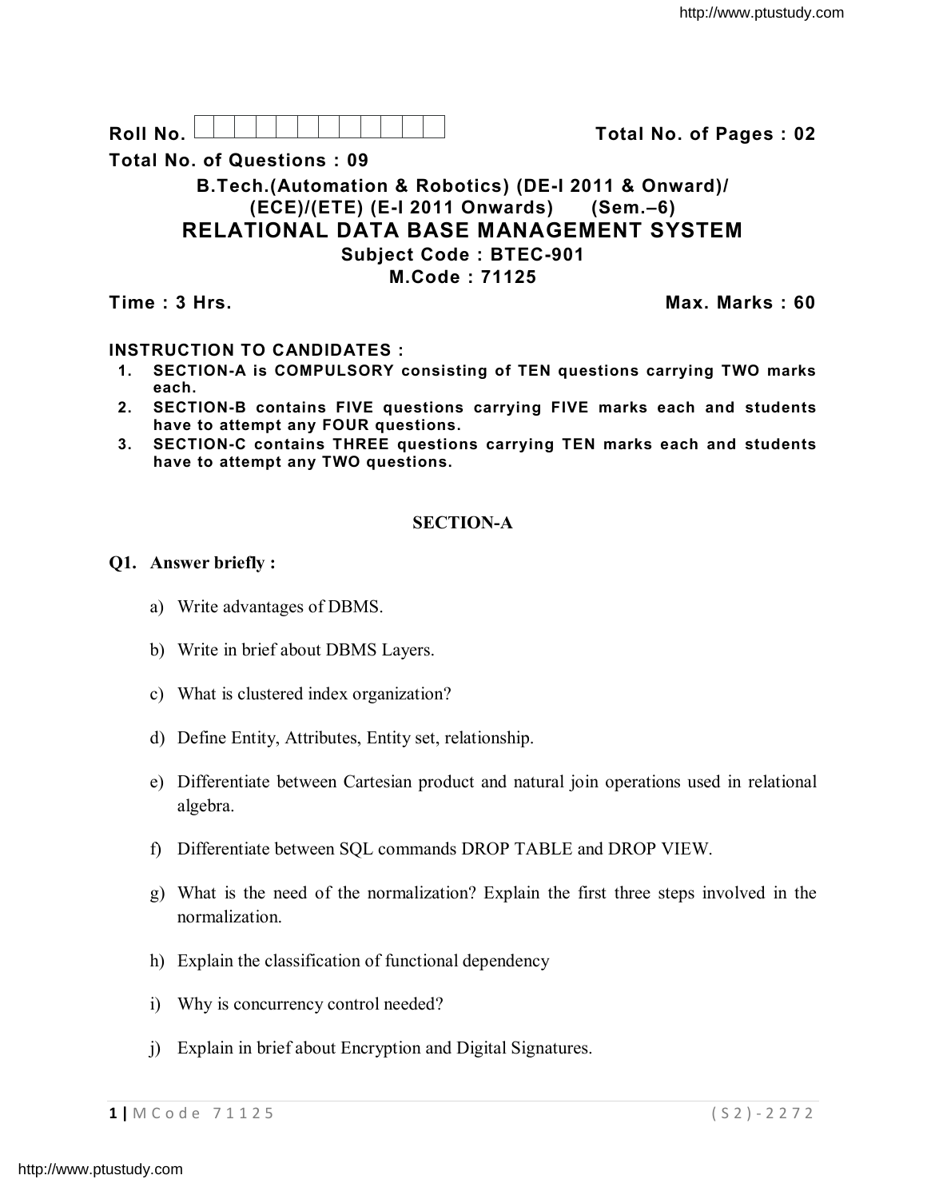**Roll No.** &nbsp;&nbsp;&nbsp;&nbsp;&nbsp;&nbsp;&nbsp;&nbsp;&nbsp;&nbsp;&nbsp;&nbsp;&nbsp;&nbsp;&nbsp;&nbsp;&nbsp;&nbsp;&nbsp;&nbsp;&nbsp;&nbsp;&nbsp;&nbsp; **Total No. of Pages : 02**

**Total No. of Questions : 09**

## B.Tech.(Automation & Robotics) (DE-I 2011 & Onward)/ (ECE)/(ETE) (E-I 2011 Onwards) (Sem.–6)

# RELATIONAL DATA BASE MANAGEMENT SYSTEM

### Subject Code : BTEC-901

### M.Code : 71125

**Time : 3 Hrs.** &nbsp;&nbsp;&nbsp;&nbsp;&nbsp;&nbsp;&nbsp;&nbsp;&nbsp;&nbsp;&nbsp;&nbsp;&nbsp;&nbsp;&nbsp;&nbsp;&nbsp;&nbsp;&nbsp;&nbsp;&nbsp;&nbsp;&nbsp;&nbsp; **Max. Marks : 60**

**INSTRUCTION TO CANDIDATES :**

1. **SECTION-A is COMPULSORY consisting of TEN questions carrying TWO marks each.**
2. **SECTION-B contains FIVE questions carrying FIVE marks each and students have to attempt any FOUR questions.**
3. **SECTION-C contains THREE questions carrying TEN marks each and students have to attempt any TWO questions.**

## SECTION-A

**Q1. Answer briefly :**

a) Write advantages of DBMS.

b) Write in brief about DBMS Layers.

c) What is clustered index organization?

d) Define Entity, Attributes, Entity set, relationship.

e) Differentiate between Cartesian product and natural join operations used in relational algebra.

f) Differentiate between SQL commands DROP TABLE and DROP VIEW.

g) What is the need of the normalization? Explain the first three steps involved in the normalization.

h) Explain the classification of functional dependency

i) Why is concurrency control needed?

j) Explain in brief about Encryption and Digital Signatures.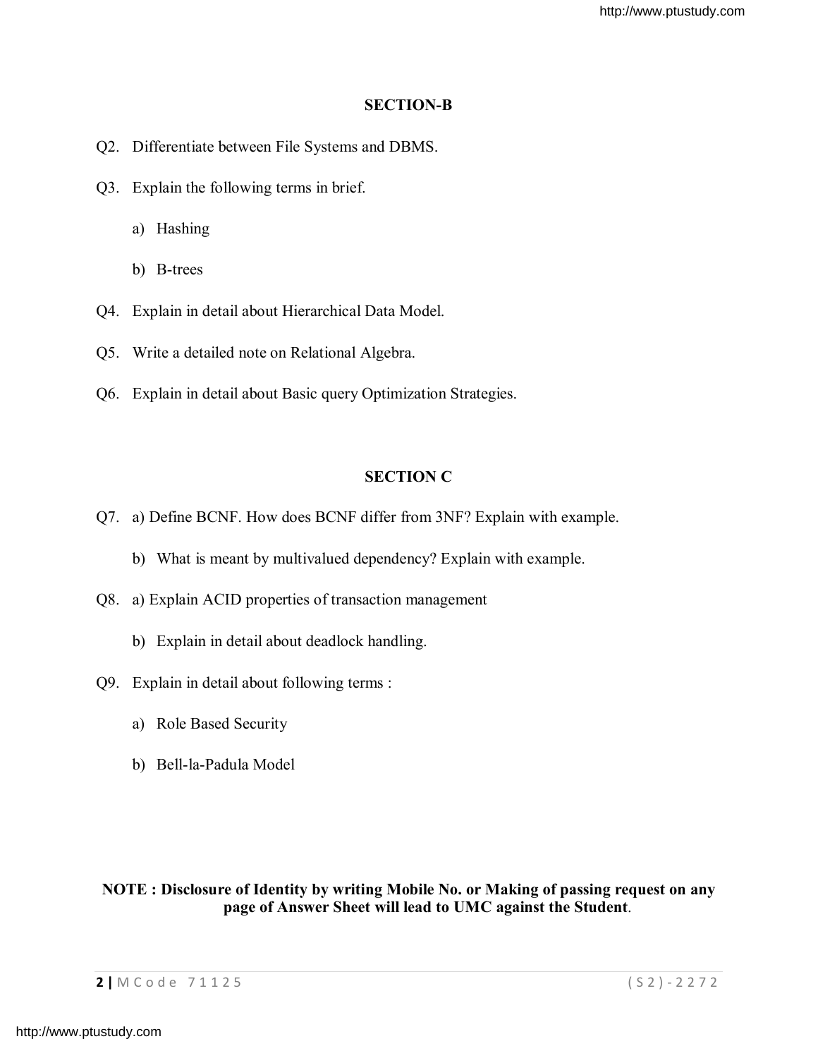## SECTION-B

Q2. Differentiate between File Systems and DBMS.

Q3. Explain the following terms in brief.

a) Hashing

b) B-trees

Q4. Explain in detail about Hierarchical Data Model.

Q5. Write a detailed note on Relational Algebra.

Q6. Explain in detail about Basic query Optimization Strategies.

## SECTION C

Q7. a) Define BCNF. How does BCNF differ from 3NF? Explain with example.

b) What is meant by multivalued dependency? Explain with example.

Q8. a) Explain ACID properties of transaction management

b) Explain in detail about deadlock handling.

Q9. Explain in detail about following terms :

a) Role Based Security

b) Bell-la-Padula Model

**NOTE : Disclosure of Identity by writing Mobile No. or Making of passing request on any page of Answer Sheet will lead to UMC against the Student.**